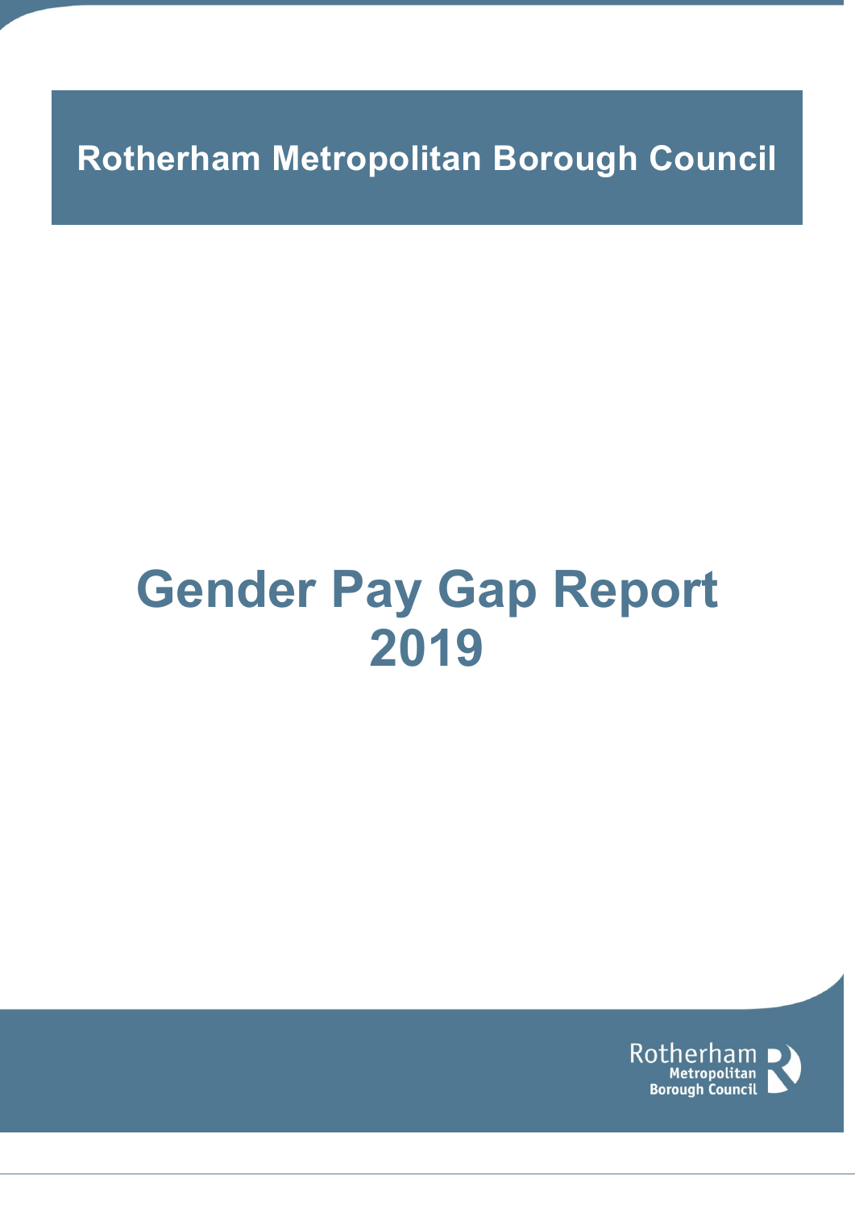**Rotherham Metropolitan Borough Council**

# Gender Pay Gap Report 2019

Rotherham Metropolitan Borough Council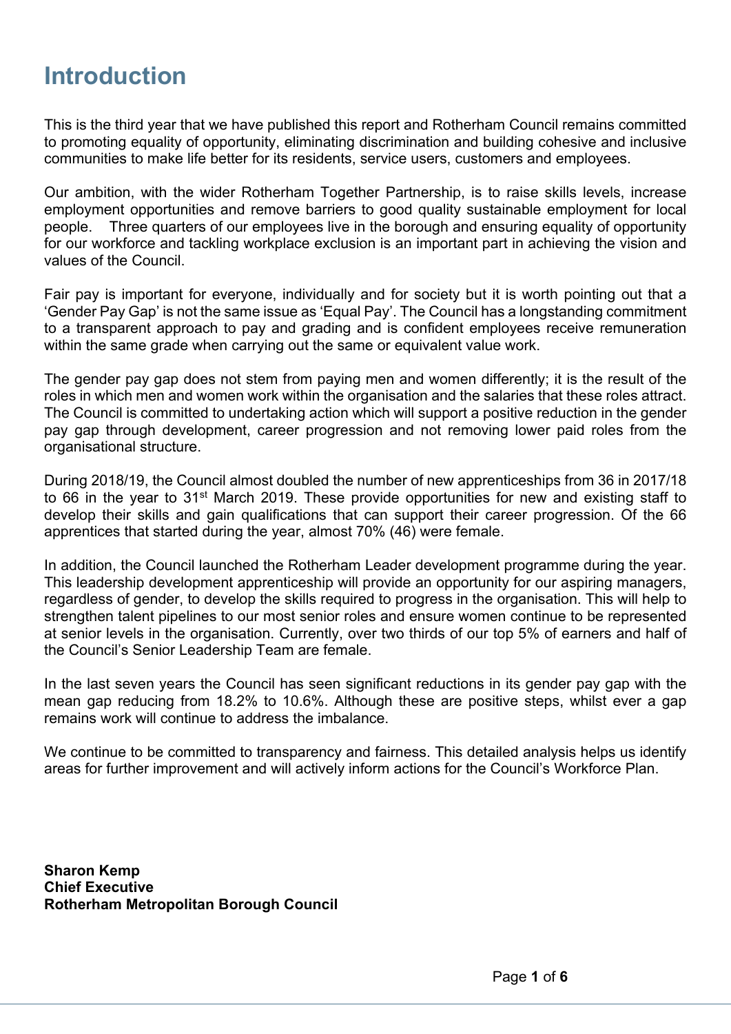# Introduction

This is the third year that we have published this report and Rotherham Council remains committed to promoting equality of opportunity, eliminating discrimination and building cohesive and inclusive communities to make life better for its residents, service users, customers and employees.

Our ambition, with the wider Rotherham Together Partnership, is to raise skills levels, increase employment opportunities and remove barriers to good quality sustainable employment for local people. Three quarters of our employees live in the borough and ensuring equality of opportunity for our workforce and tackling workplace exclusion is an important part in achieving the vision and values of the Council.

Fair pay is important for everyone, individually and for society but it is worth pointing out that a 'Gender Pay Gap' is not the same issue as 'Equal Pay'. The Council has a longstanding commitment to a transparent approach to pay and grading and is confident employees receive remuneration within the same grade when carrying out the same or equivalent value work.

The gender pay gap does not stem from paying men and women differently; it is the result of the roles in which men and women work within the organisation and the salaries that these roles attract. The Council is committed to undertaking action which will support a positive reduction in the gender pay gap through development, career progression and not removing lower paid roles from the organisational structure.

During 2018/19, the Council almost doubled the number of new apprenticeships from 36 in 2017/18 to 66 in the year to 31st March 2019. These provide opportunities for new and existing staff to develop their skills and gain qualifications that can support their career progression. Of the 66 apprentices that started during the year, almost 70% (46) were female.

In addition, the Council launched the Rotherham Leader development programme during the year. This leadership development apprenticeship will provide an opportunity for our aspiring managers, regardless of gender, to develop the skills required to progress in the organisation. This will help to strengthen talent pipelines to our most senior roles and ensure women continue to be represented at senior levels in the organisation. Currently, over two thirds of our top 5% of earners and half of the Council's Senior Leadership Team are female.

In the last seven years the Council has seen significant reductions in its gender pay gap with the mean gap reducing from 18.2% to 10.6%. Although these are positive steps, whilst ever a gap remains work will continue to address the imbalance.

We continue to be committed to transparency and fairness. This detailed analysis helps us identify areas for further improvement and will actively inform actions for the Council's Workforce Plan.

**Sharon Kemp**
**Chief Executive**
**Rotherham Metropolitan Borough Council**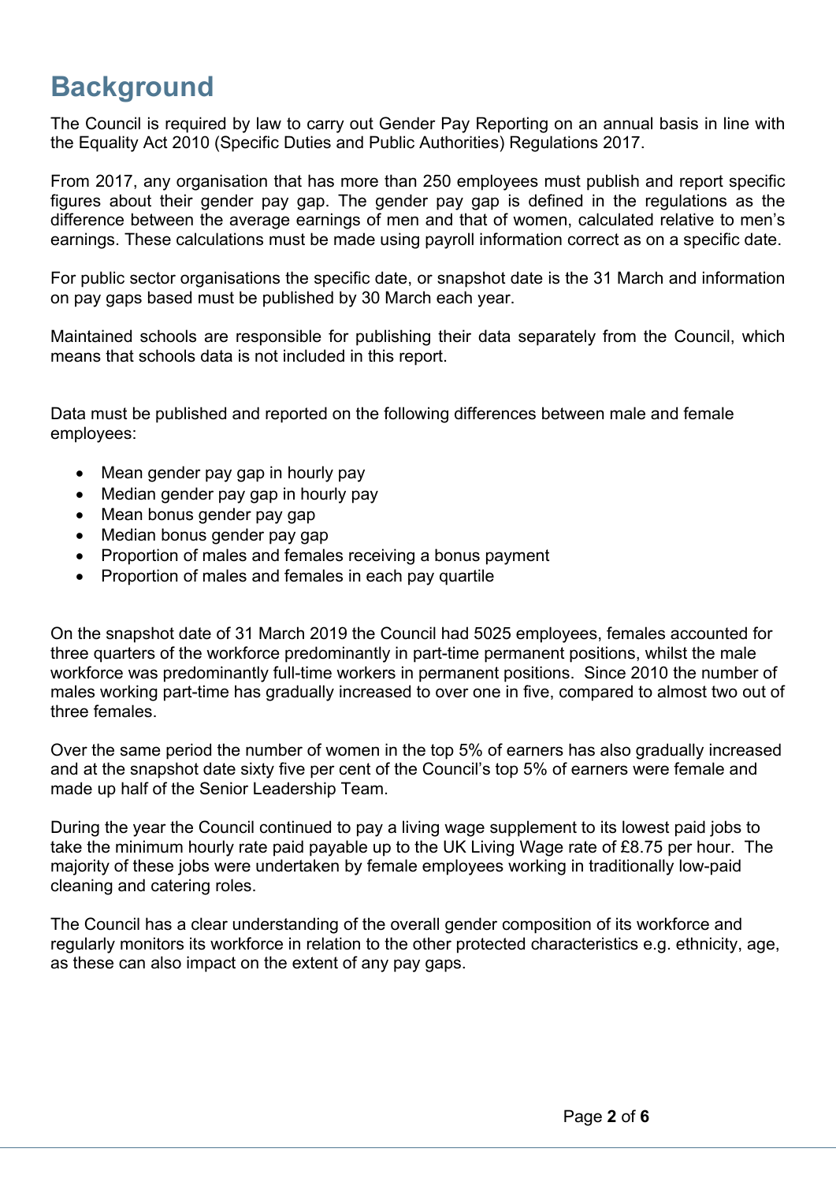# Background

The Council is required by law to carry out Gender Pay Reporting on an annual basis in line with the Equality Act 2010 (Specific Duties and Public Authorities) Regulations 2017.

From 2017, any organisation that has more than 250 employees must publish and report specific figures about their gender pay gap. The gender pay gap is defined in the regulations as the difference between the average earnings of men and that of women, calculated relative to men's earnings. These calculations must be made using payroll information correct as on a specific date.

For public sector organisations the specific date, or snapshot date is the 31 March and information on pay gaps based must be published by 30 March each year.

Maintained schools are responsible for publishing their data separately from the Council, which means that schools data is not included in this report.

Data must be published and reported on the following differences between male and female employees:

- Mean gender pay gap in hourly pay
- Median gender pay gap in hourly pay
- Mean bonus gender pay gap
- Median bonus gender pay gap
- Proportion of males and females receiving a bonus payment
- Proportion of males and females in each pay quartile

On the snapshot date of 31 March 2019 the Council had 5025 employees, females accounted for three quarters of the workforce predominantly in part-time permanent positions, whilst the male workforce was predominantly full-time workers in permanent positions. Since 2010 the number of males working part-time has gradually increased to over one in five, compared to almost two out of three females.

Over the same period the number of women in the top 5% of earners has also gradually increased and at the snapshot date sixty five per cent of the Council's top 5% of earners were female and made up half of the Senior Leadership Team.

During the year the Council continued to pay a living wage supplement to its lowest paid jobs to take the minimum hourly rate paid payable up to the UK Living Wage rate of £8.75 per hour. The majority of these jobs were undertaken by female employees working in traditionally low-paid cleaning and catering roles.

The Council has a clear understanding of the overall gender composition of its workforce and regularly monitors its workforce in relation to the other protected characteristics e.g. ethnicity, age, as these can also impact on the extent of any pay gaps.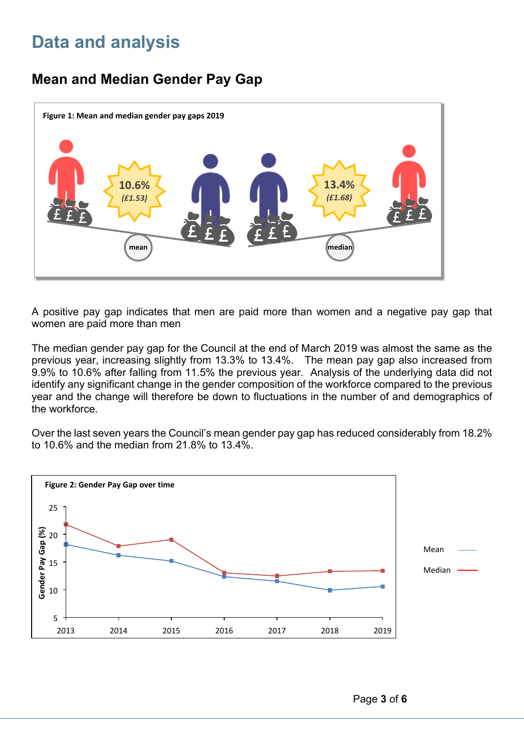# Data and analysis

## Mean and Median Gender Pay Gap

**Figure 1: Mean and median gender pay gaps 2019**

10.6% (£1.53) mean

13.4% (£1.68) median

A positive pay gap indicates that men are paid more than women and a negative pay gap that women are paid more than men

The median gender pay gap for the Council at the end of March 2019 was almost the same as the previous year, increasing slightly from 13.3% to 13.4%. The mean pay gap also increased from 9.9% to 10.6% after falling from 11.5% the previous year. Analysis of the underlying data did not identify any significant change in the gender composition of the workforce compared to the previous year and the change will therefore be down to fluctuations in the number of and demographics of the workforce.

Over the last seven years the Council's mean gender pay gap has reduced considerably from 18.2% to 10.6% and the median from 21.8% to 13.4%.

**Figure 2: Gender Pay Gap over time**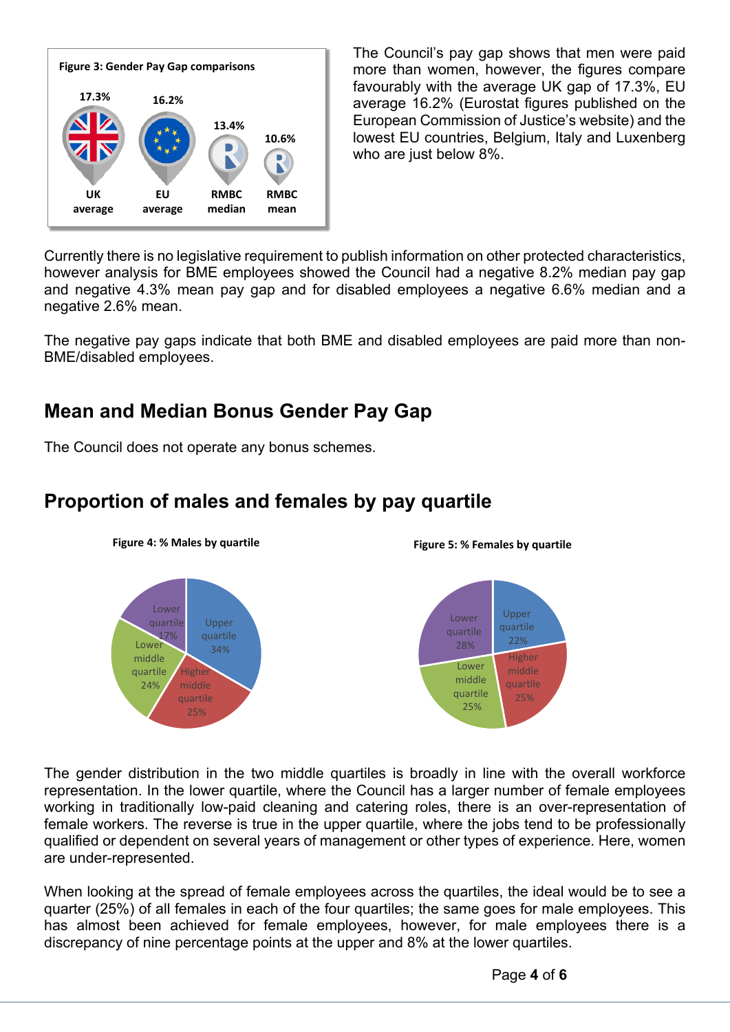**Figure 3: Gender Pay Gap comparisons**

| UK average | EU average | RMBC median | RMBC mean |
|---|---|---|---|
| 17.3% | 16.2% | 13.4% | 10.6% |

The Council's pay gap shows that men were paid more than women, however, the figures compare favourably with the average UK gap of 17.3%, EU average 16.2% (Eurostat figures published on the European Commission of Justice's website) and the lowest EU countries, Belgium, Italy and Luxenberg who are just below 8%.

Currently there is no legislative requirement to publish information on other protected characteristics, however analysis for BME employees showed the Council had a negative 8.2% median pay gap and negative 4.3% mean pay gap and for disabled employees a negative 6.6% median and a negative 2.6% mean.

The negative pay gaps indicate that both BME and disabled employees are paid more than non-BME/disabled employees.

## Mean and Median Bonus Gender Pay Gap

The Council does not operate any bonus schemes.

## Proportion of males and females by pay quartile

**Figure 4: % Males by quartile**

| Quartile | % |
|---|---|
| Upper quartile | 34% |
| Higher middle quartile | 25% |
| Lower middle quartile | 24% |
| Lower quartile | 17% |

**Figure 5: % Females by quartile**

| Quartile | % |
|---|---|
| Upper quartile | 22% |
| Higher middle quartile | 25% |
| Lower middle quartile | 25% |
| Lower quartile | 28% |

The gender distribution in the two middle quartiles is broadly in line with the overall workforce representation. In the lower quartile, where the Council has a larger number of female employees working in traditionally low-paid cleaning and catering roles, there is an over-representation of female workers. The reverse is true in the upper quartile, where the jobs tend to be professionally qualified or dependent on several years of management or other types of experience. Here, women are under-represented.

When looking at the spread of female employees across the quartiles, the ideal would be to see a quarter (25%) of all females in each of the four quartiles; the same goes for male employees. This has almost been achieved for female employees, however, for male employees there is a discrepancy of nine percentage points at the upper and 8% at the lower quartiles.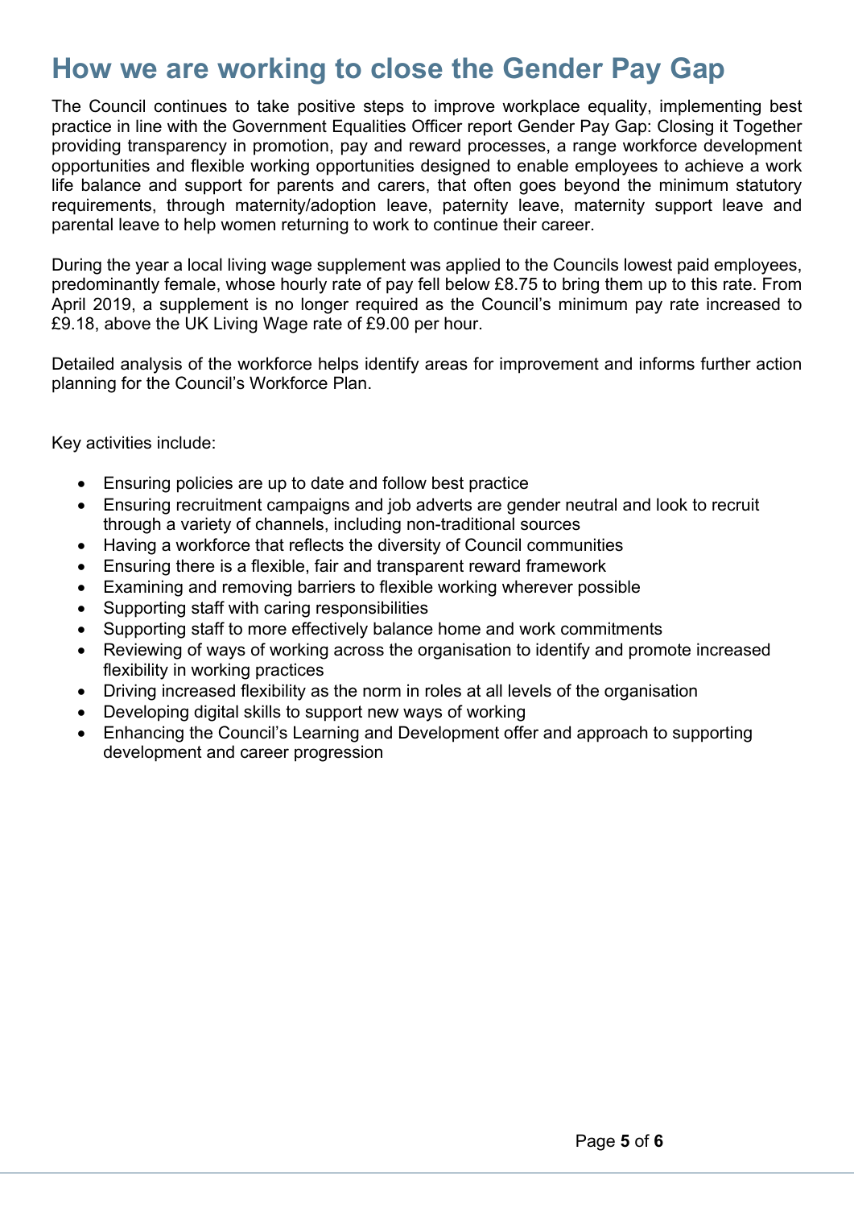# How we are working to close the Gender Pay Gap

The Council continues to take positive steps to improve workplace equality, implementing best practice in line with the Government Equalities Officer report Gender Pay Gap: Closing it Together providing transparency in promotion, pay and reward processes, a range workforce development opportunities and flexible working opportunities designed to enable employees to achieve a work life balance and support for parents and carers, that often goes beyond the minimum statutory requirements, through maternity/adoption leave, paternity leave, maternity support leave and parental leave to help women returning to work to continue their career.

During the year a local living wage supplement was applied to the Councils lowest paid employees, predominantly female, whose hourly rate of pay fell below £8.75 to bring them up to this rate. From April 2019, a supplement is no longer required as the Council's minimum pay rate increased to £9.18, above the UK Living Wage rate of £9.00 per hour.

Detailed analysis of the workforce helps identify areas for improvement and informs further action planning for the Council's Workforce Plan.

Key activities include:

- Ensuring policies are up to date and follow best practice
- Ensuring recruitment campaigns and job adverts are gender neutral and look to recruit through a variety of channels, including non-traditional sources
- Having a workforce that reflects the diversity of Council communities
- Ensuring there is a flexible, fair and transparent reward framework
- Examining and removing barriers to flexible working wherever possible
- Supporting staff with caring responsibilities
- Supporting staff to more effectively balance home and work commitments
- Reviewing of ways of working across the organisation to identify and promote increased flexibility in working practices
- Driving increased flexibility as the norm in roles at all levels of the organisation
- Developing digital skills to support new ways of working
- Enhancing the Council's Learning and Development offer and approach to supporting development and career progression